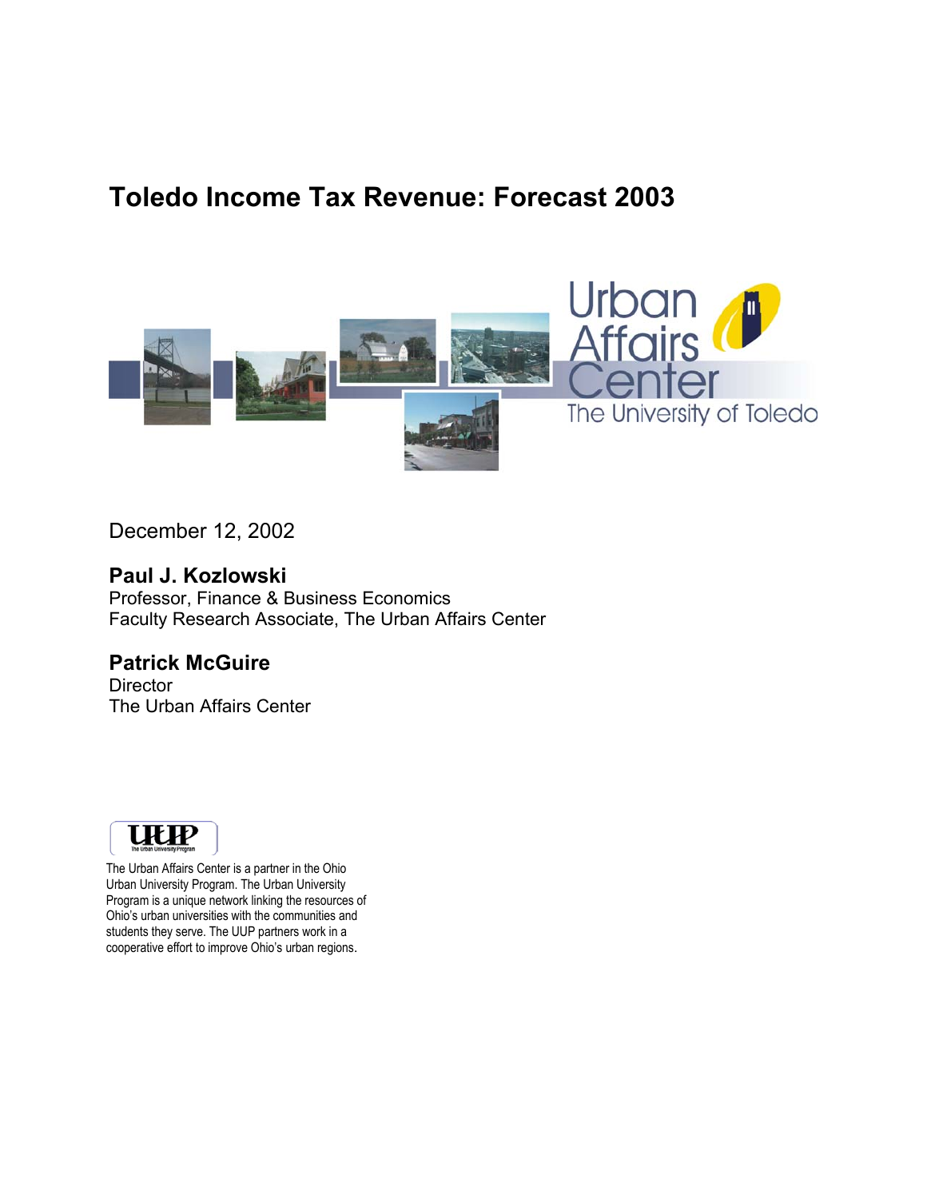# Toledo Income Tax Revenue: Forecast 2003

Urban Affairs Center
The University of Toledo

December 12, 2002

**Paul J. Kozlowski**
Professor, Finance & Business Economics
Faculty Research Associate, The Urban Affairs Center

**Patrick McGuire**
Director
The Urban Affairs Center

UUP
The Urban University Program

The Urban Affairs Center is a partner in the Ohio Urban University Program. The Urban University Program is a unique network linking the resources of Ohio's urban universities with the communities and students they serve. The UUP partners work in a cooperative effort to improve Ohio's urban regions.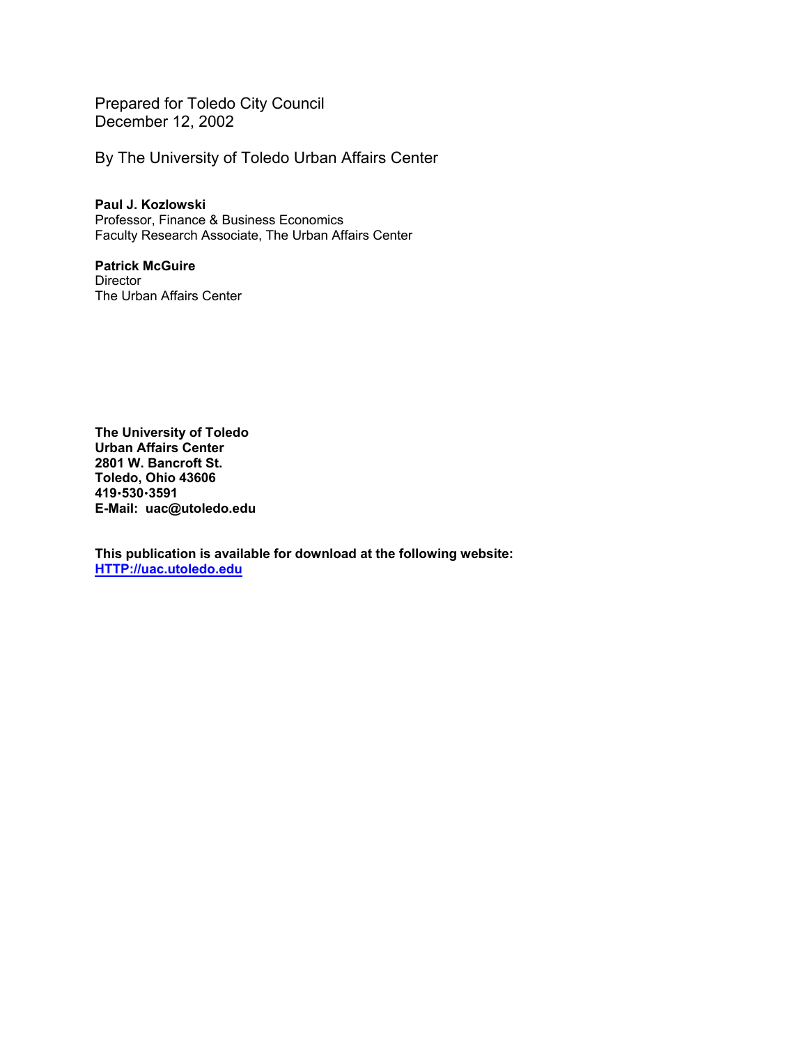Prepared for Toledo City Council
December 12, 2002

By The University of Toledo Urban Affairs Center

**Paul J. Kozlowski**
Professor, Finance & Business Economics
Faculty Research Associate, The Urban Affairs Center

**Patrick McGuire**
Director
The Urban Affairs Center

**The University of Toledo**
**Urban Affairs Center**
**2801 W. Bancroft St.**
**Toledo, Ohio 43606**
**419•530•3591**
**E-Mail: uac@utoledo.edu**

**This publication is available for download at the following website:**
**[HTTP://uac.utoledo.edu](HTTP://uac.utoledo.edu)**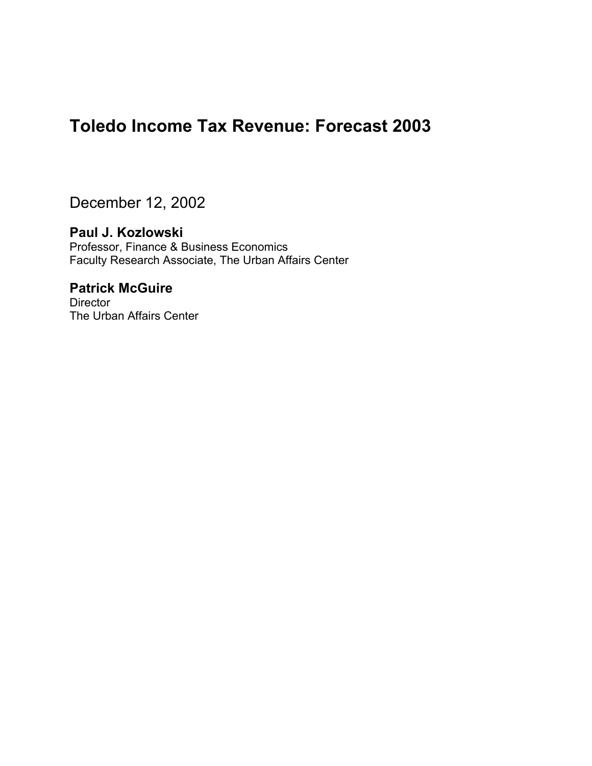# Toledo Income Tax Revenue: Forecast 2003

December 12, 2002

**Paul J. Kozlowski**
Professor, Finance & Business Economics
Faculty Research Associate, The Urban Affairs Center

**Patrick McGuire**
Director
The Urban Affairs Center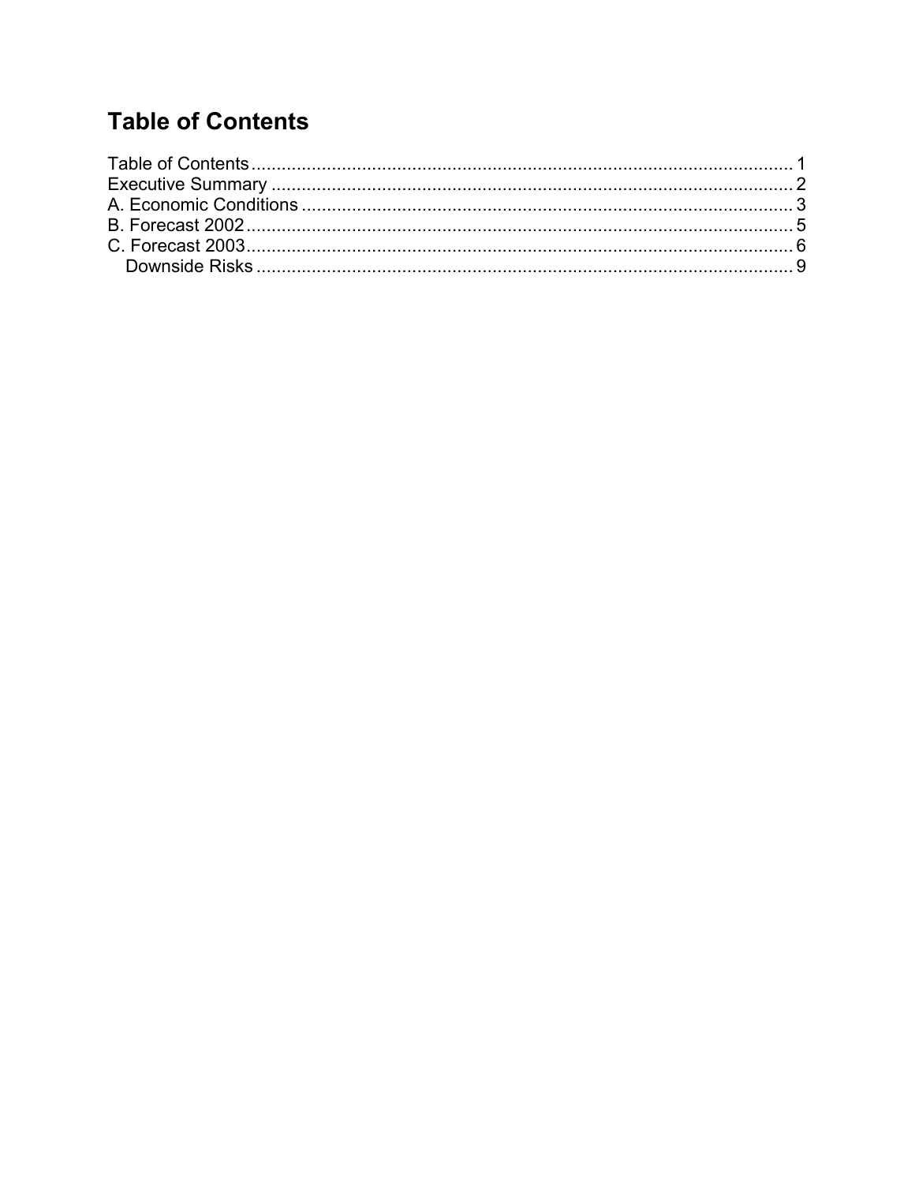# Table of Contents

Table of Contents........................................................................................................... 1
Executive Summary ....................................................................................................... 2
A. Economic Conditions .................................................................................................. 3
B. Forecast 2002............................................................................................................. 5
C. Forecast 2003............................................................................................................. 6
  Downside Risks .......................................................................................................... 9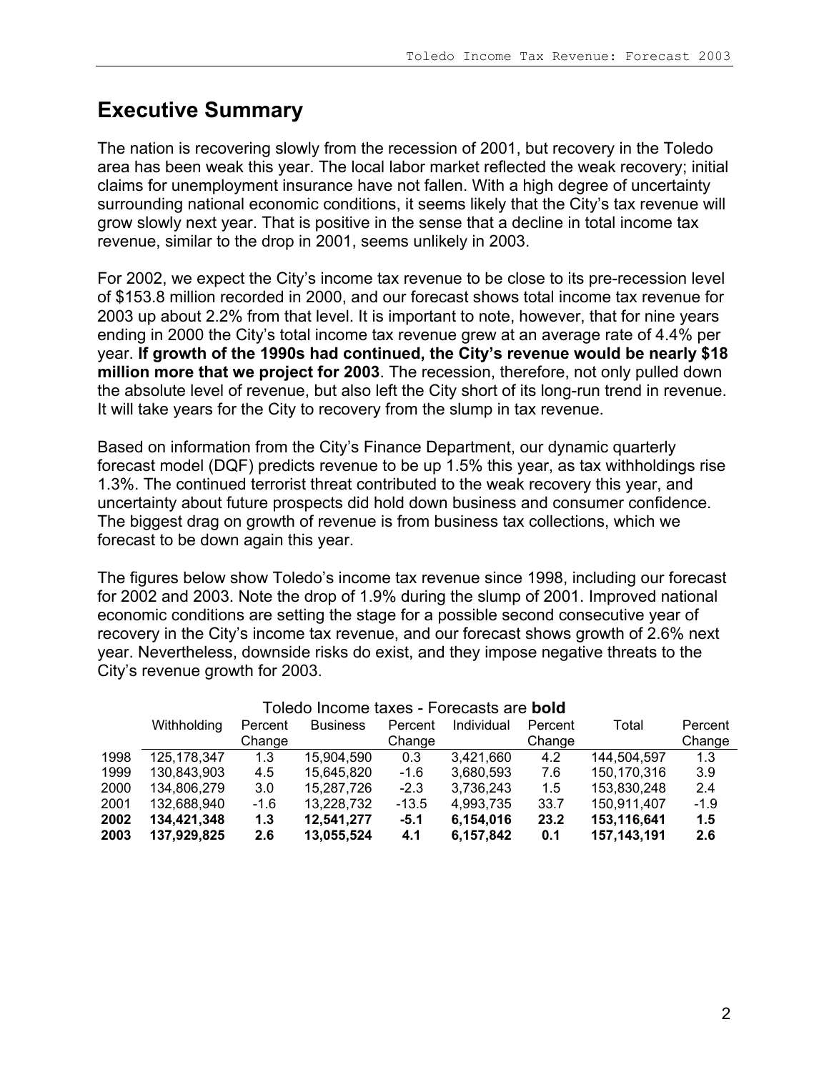## Executive Summary

The nation is recovering slowly from the recession of 2001, but recovery in the Toledo area has been weak this year. The local labor market reflected the weak recovery; initial claims for unemployment insurance have not fallen. With a high degree of uncertainty surrounding national economic conditions, it seems likely that the City's tax revenue will grow slowly next year. That is positive in the sense that a decline in total income tax revenue, similar to the drop in 2001, seems unlikely in 2003.

For 2002, we expect the City's income tax revenue to be close to its pre-recession level of $153.8 million recorded in 2000, and our forecast shows total income tax revenue for 2003 up about 2.2% from that level. It is important to note, however, that for nine years ending in 2000 the City's total income tax revenue grew at an average rate of 4.4% per year. **If growth of the 1990s had continued, the City's revenue would be nearly $18 million more that we project for 2003**. The recession, therefore, not only pulled down the absolute level of revenue, but also left the City short of its long-run trend in revenue. It will take years for the City to recovery from the slump in tax revenue.

Based on information from the City's Finance Department, our dynamic quarterly forecast model (DQF) predicts revenue to be up 1.5% this year, as tax withholdings rise 1.3%. The continued terrorist threat contributed to the weak recovery this year, and uncertainty about future prospects did hold down business and consumer confidence. The biggest drag on growth of revenue is from business tax collections, which we forecast to be down again this year.

The figures below show Toledo's income tax revenue since 1998, including our forecast for 2002 and 2003. Note the drop of 1.9% during the slump of 2001. Improved national economic conditions are setting the stage for a possible second consecutive year of recovery in the City's income tax revenue, and our forecast shows growth of 2.6% next year. Nevertheless, downside risks do exist, and they impose negative threats to the City's revenue growth for 2003.

Toledo Income taxes - Forecasts are **bold**

| | Withholding | Percent Change | Business | Percent Change | Individual | Percent Change | Total | Percent Change |
|---|---|---|---|---|---|---|---|---|
| 1998 | 125,178,347 | 1.3 | 15,904,590 | 0.3 | 3,421,660 | 4.2 | 144,504,597 | 1.3 |
| 1999 | 130,843,903 | 4.5 | 15,645,820 | -1.6 | 3,680,593 | 7.6 | 150,170,316 | 3.9 |
| 2000 | 134,806,279 | 3.0 | 15,287,726 | -2.3 | 3,736,243 | 1.5 | 153,830,248 | 2.4 |
| 2001 | 132,688,940 | -1.6 | 13,228,732 | -13.5 | 4,993,735 | 33.7 | 150,911,407 | -1.9 |
| **2002** | **134,421,348** | **1.3** | **12,541,277** | **-5.1** | **6,154,016** | **23.2** | **153,116,641** | **1.5** |
| **2003** | **137,929,825** | **2.6** | **13,055,524** | **4.1** | **6,157,842** | **0.1** | **157,143,191** | **2.6** |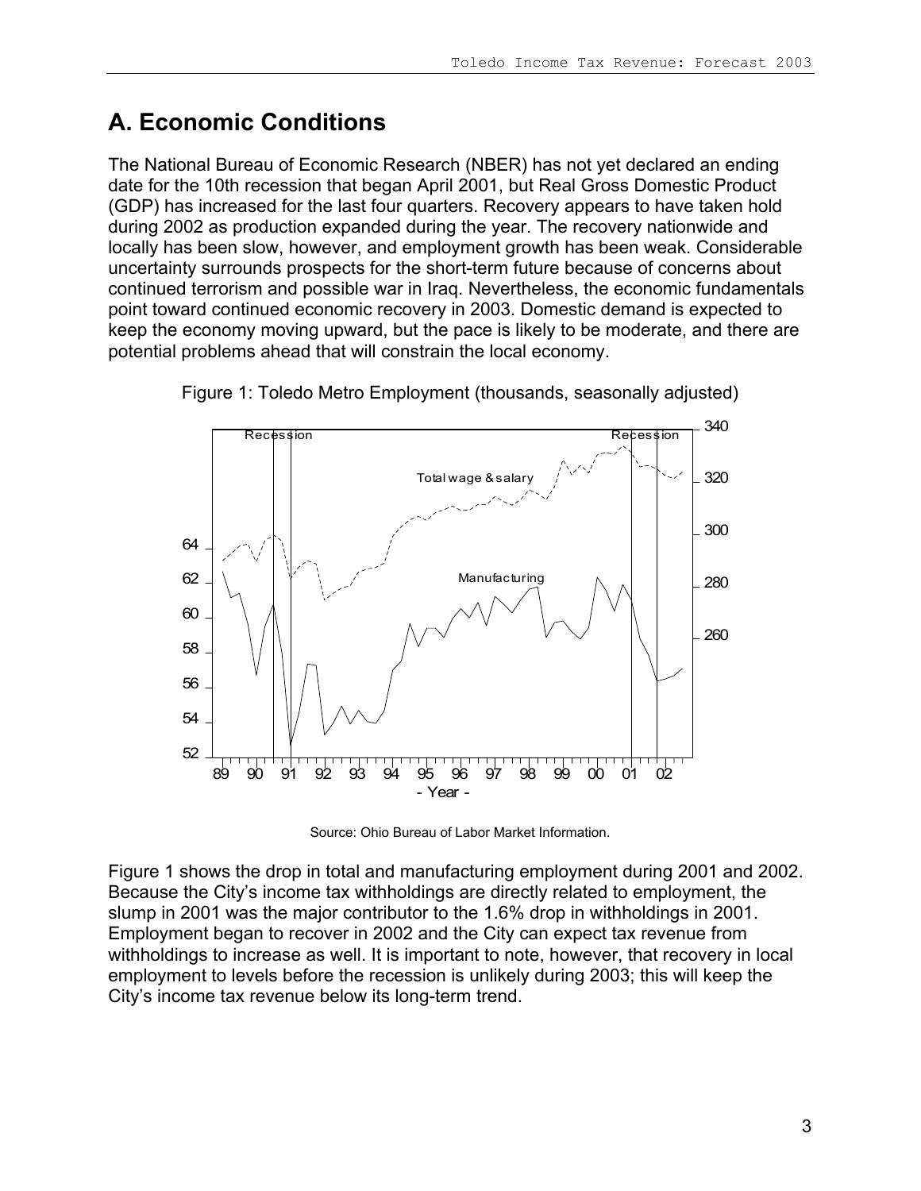## A. Economic Conditions

The National Bureau of Economic Research (NBER) has not yet declared an ending date for the 10th recession that began April 2001, but Real Gross Domestic Product (GDP) has increased for the last four quarters. Recovery appears to have taken hold during 2002 as production expanded during the year. The recovery nationwide and locally has been slow, however, and employment growth has been weak. Considerable uncertainty surrounds prospects for the short-term future because of concerns about continued terrorism and possible war in Iraq. Nevertheless, the economic fundamentals point toward continued economic recovery in 2003. Domestic demand is expected to keep the economy moving upward, but the pace is likely to be moderate, and there are potential problems ahead that will constrain the local economy.

Figure 1: Toledo Metro Employment (thousands, seasonally adjusted)

Source: Ohio Bureau of Labor Market Information.

Figure 1 shows the drop in total and manufacturing employment during 2001 and 2002. Because the City's income tax withholdings are directly related to employment, the slump in 2001 was the major contributor to the 1.6% drop in withholdings in 2001. Employment began to recover in 2002 and the City can expect tax revenue from withholdings to increase as well. It is important to note, however, that recovery in local employment to levels before the recession is unlikely during 2003; this will keep the City's income tax revenue below its long-term trend.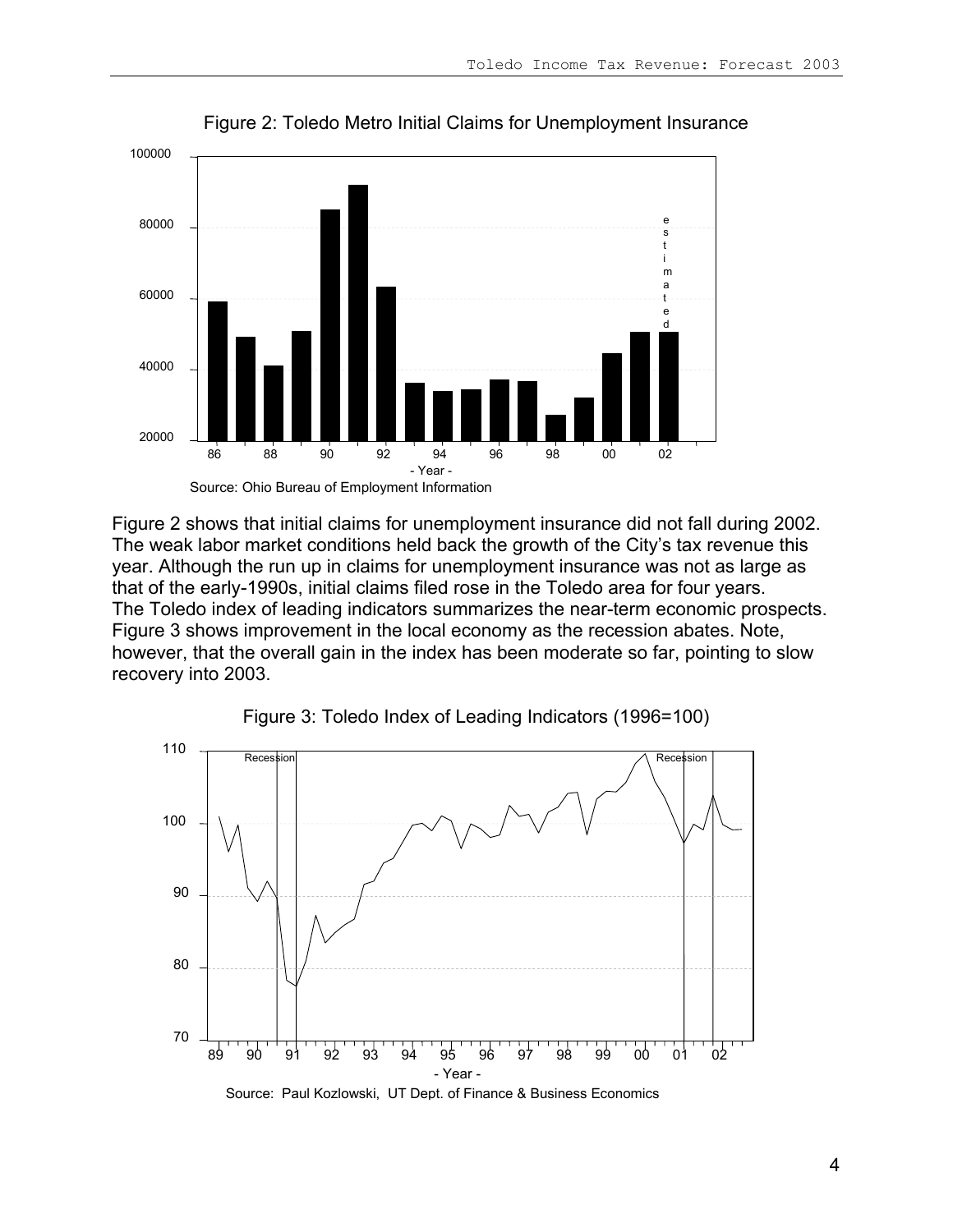Figure 2: Toledo Metro Initial Claims for Unemployment Insurance

Source: Ohio Bureau of Employment Information

Figure 2 shows that initial claims for unemployment insurance did not fall during 2002. The weak labor market conditions held back the growth of the City's tax revenue this year. Although the run up in claims for unemployment insurance was not as large as that of the early-1990s, initial claims filed rose in the Toledo area for four years.
The Toledo index of leading indicators summarizes the near-term economic prospects. Figure 3 shows improvement in the local economy as the recession abates. Note, however, that the overall gain in the index has been moderate so far, pointing to slow recovery into 2003.

Figure 3: Toledo Index of Leading Indicators (1996=100)

Source: Paul Kozlowski, UT Dept. of Finance & Business Economics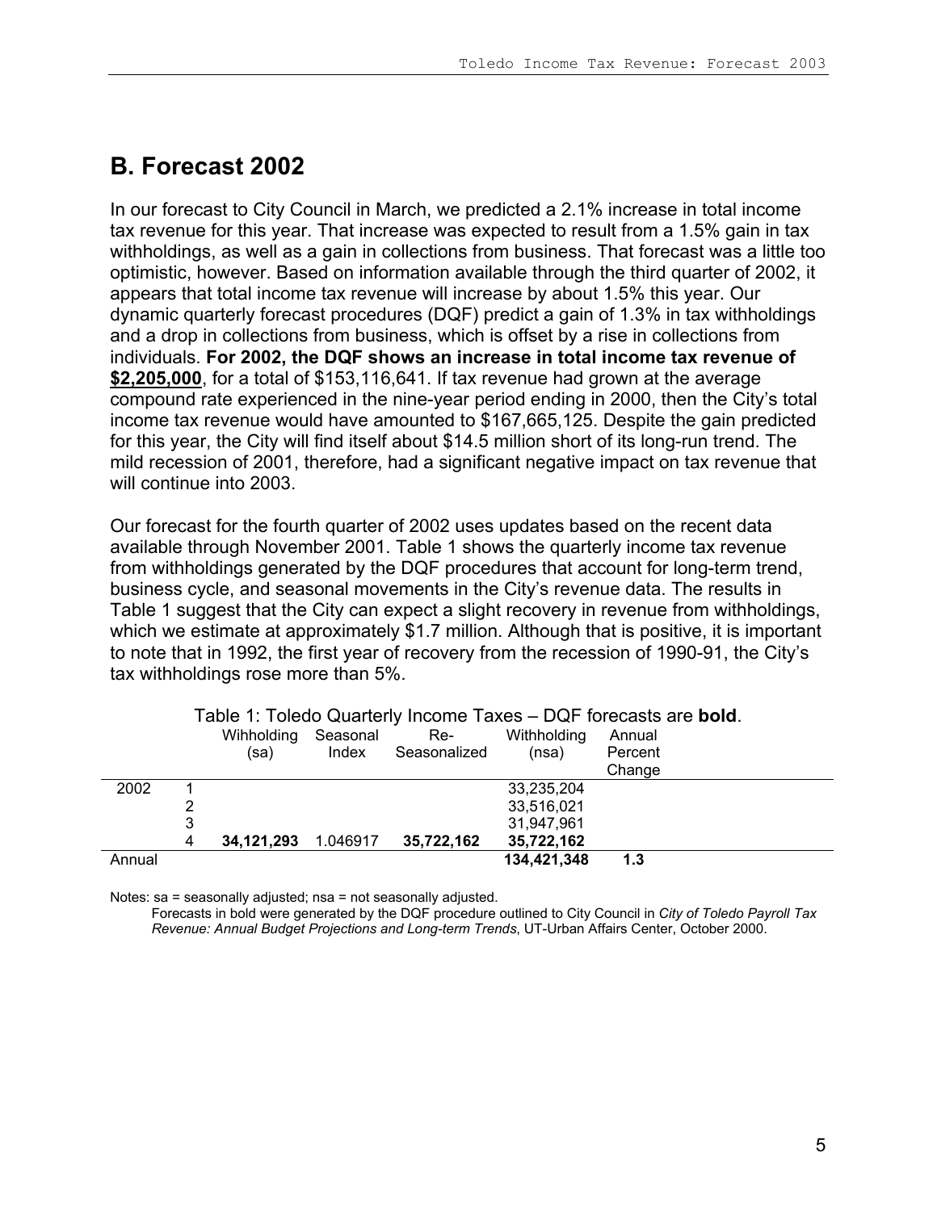## B. Forecast 2002

In our forecast to City Council in March, we predicted a 2.1% increase in total income tax revenue for this year. That increase was expected to result from a 1.5% gain in tax withholdings, as well as a gain in collections from business. That forecast was a little too optimistic, however. Based on information available through the third quarter of 2002, it appears that total income tax revenue will increase by about 1.5% this year. Our dynamic quarterly forecast procedures (DQF) predict a gain of 1.3% in tax withholdings and a drop in collections from business, which is offset by a rise in collections from individuals. **For 2002, the DQF shows an increase in total income tax revenue of <u>$2,205,000</u>**, for a total of $153,116,641. If tax revenue had grown at the average compound rate experienced in the nine-year period ending in 2000, then the City's total income tax revenue would have amounted to $167,665,125. Despite the gain predicted for this year, the City will find itself about $14.5 million short of its long-run trend. The mild recession of 2001, therefore, had a significant negative impact on tax revenue that will continue into 2003.

Our forecast for the fourth quarter of 2002 uses updates based on the recent data available through November 2001. Table 1 shows the quarterly income tax revenue from withholdings generated by the DQF procedures that account for long-term trend, business cycle, and seasonal movements in the City's revenue data. The results in Table 1 suggest that the City can expect a slight recovery in revenue from withholdings, which we estimate at approximately $1.7 million. Although that is positive, it is important to note that in 1992, the first year of recovery from the recession of 1990-91, the City's tax withholdings rose more than 5%.

Table 1: Toledo Quarterly Income Taxes – DQF forecasts are **bold**.

| | | Wihholding (sa) | Seasonal Index | Re-Seasonalized | Withholding (nsa) | Annual Percent Change |
|---|---|---|---|---|---|---|
| 2002 | 1 | | | | 33,235,204 | |
| | 2 | | | | 33,516,021 | |
| | 3 | | | | 31,947,961 | |
| | 4 | **34,121,293** | 1.046917 | **35,722,162** | **35,722,162** | |
| Annual | | | | | **134,421,348** | **1.3** |

Notes: sa = seasonally adjusted; nsa = not seasonally adjusted.
Forecasts in bold were generated by the DQF procedure outlined to City Council in *City of Toledo Payroll Tax Revenue: Annual Budget Projections and Long-term Trends*, UT-Urban Affairs Center, October 2000.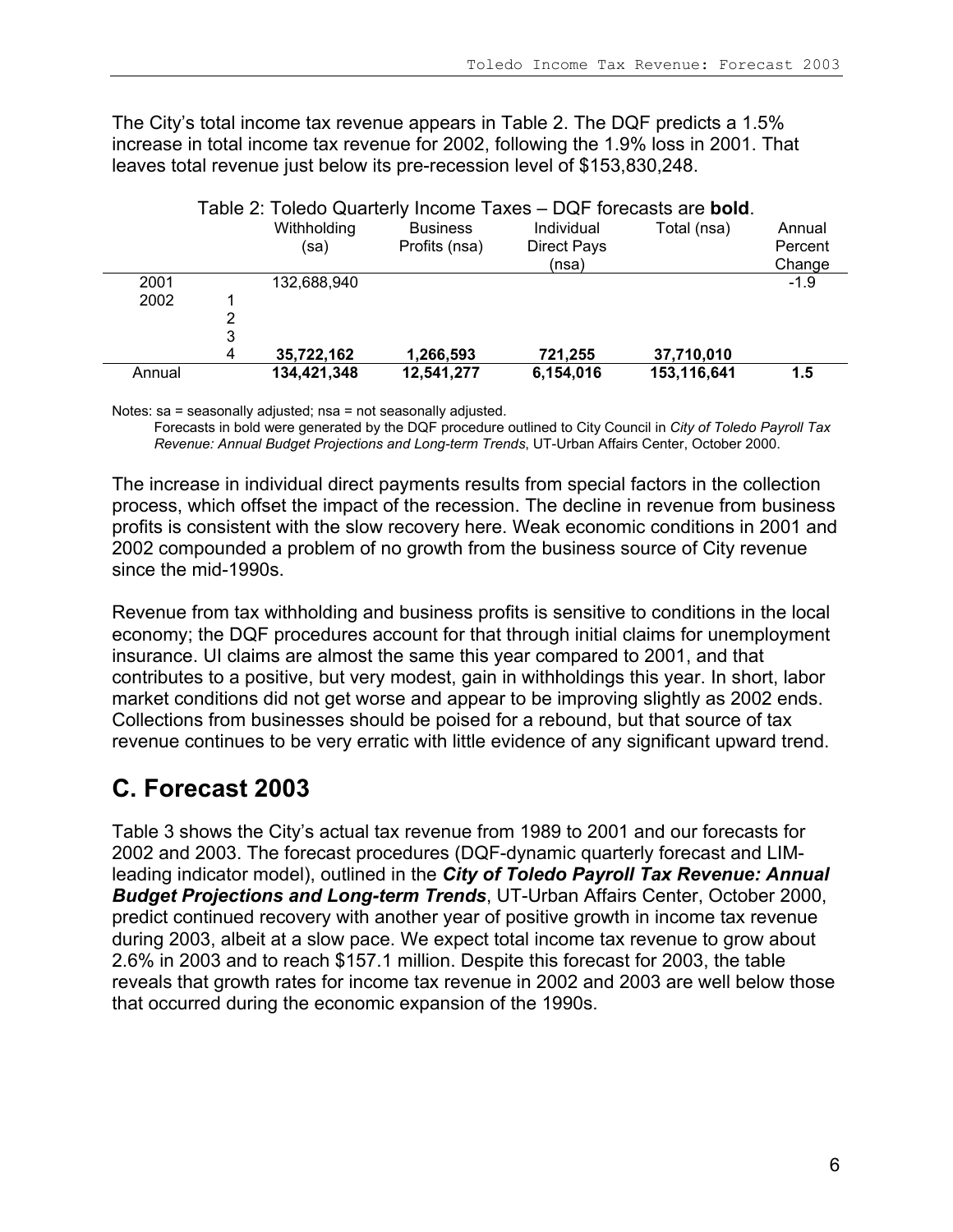The City's total income tax revenue appears in Table 2. The DQF predicts a 1.5% increase in total income tax revenue for 2002, following the 1.9% loss in 2001. That leaves total revenue just below its pre-recession level of $153,830,248.

Table 2: Toledo Quarterly Income Taxes – DQF forecasts are **bold**.

| | | Withholding (sa) | Business Profits (nsa) | Individual Direct Pays (nsa) | Total (nsa) | Annual Percent Change |
|---|---|---|---|---|---|---|
| 2001 | | 132,688,940 | | | | -1.9 |
| 2002 | 1 | | | | | |
| | 2 | | | | | |
| | 3 | | | | | |
| | 4 | **35,722,162** | **1,266,593** | **721,255** | **37,710,010** | |
| Annual | | **134,421,348** | **12,541,277** | **6,154,016** | **153,116,641** | **1.5** |

Notes: sa = seasonally adjusted; nsa = not seasonally adjusted.
Forecasts in bold were generated by the DQF procedure outlined to City Council in *City of Toledo Payroll Tax Revenue: Annual Budget Projections and Long-term Trends*, UT-Urban Affairs Center, October 2000.

The increase in individual direct payments results from special factors in the collection process, which offset the impact of the recession. The decline in revenue from business profits is consistent with the slow recovery here. Weak economic conditions in 2001 and 2002 compounded a problem of no growth from the business source of City revenue since the mid-1990s.

Revenue from tax withholding and business profits is sensitive to conditions in the local economy; the DQF procedures account for that through initial claims for unemployment insurance. UI claims are almost the same this year compared to 2001, and that contributes to a positive, but very modest, gain in withholdings this year. In short, labor market conditions did not get worse and appear to be improving slightly as 2002 ends. Collections from businesses should be poised for a rebound, but that source of tax revenue continues to be very erratic with little evidence of any significant upward trend.

## C. Forecast 2003

Table 3 shows the City's actual tax revenue from 1989 to 2001 and our forecasts for 2002 and 2003. The forecast procedures (DQF-dynamic quarterly forecast and LIM-leading indicator model), outlined in the ***City of Toledo Payroll Tax Revenue: Annual Budget Projections and Long-term Trends***, UT-Urban Affairs Center, October 2000, predict continued recovery with another year of positive growth in income tax revenue during 2003, albeit at a slow pace. We expect total income tax revenue to grow about 2.6% in 2003 and to reach $157.1 million. Despite this forecast for 2003, the table reveals that growth rates for income tax revenue in 2002 and 2003 are well below those that occurred during the economic expansion of the 1990s.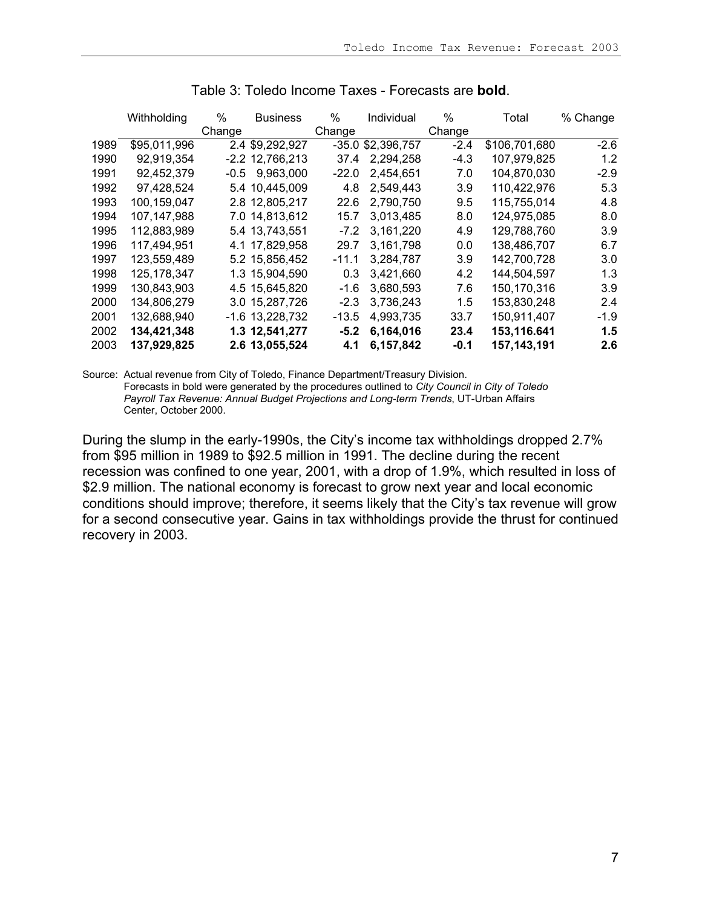Table 3: Toledo Income Taxes - Forecasts are **bold**.

| | Withholding | % Change | Business | % Change | Individual | % Change | Total | % Change |
|---|---|---|---|---|---|---|---|---|
| 1989 | $95,011,996 | 2.4 | $9,292,927 | -35.0 | $2,396,757 | -2.4 | $106,701,680 | -2.6 |
| 1990 | 92,919,354 | -2.2 | 12,766,213 | 37.4 | 2,294,258 | -4.3 | 107,979,825 | 1.2 |
| 1991 | 92,452,379 | -0.5 | 9,963,000 | -22.0 | 2,454,651 | 7.0 | 104,870,030 | -2.9 |
| 1992 | 97,428,524 | 5.4 | 10,445,009 | 4.8 | 2,549,443 | 3.9 | 110,422,976 | 5.3 |
| 1993 | 100,159,047 | 2.8 | 12,805,217 | 22.6 | 2,790,750 | 9.5 | 115,755,014 | 4.8 |
| 1994 | 107,147,988 | 7.0 | 14,813,612 | 15.7 | 3,013,485 | 8.0 | 124,975,085 | 8.0 |
| 1995 | 112,883,989 | 5.4 | 13,743,551 | -7.2 | 3,161,220 | 4.9 | 129,788,760 | 3.9 |
| 1996 | 117,494,951 | 4.1 | 17,829,958 | 29.7 | 3,161,798 | 0.0 | 138,486,707 | 6.7 |
| 1997 | 123,559,489 | 5.2 | 15,856,452 | -11.1 | 3,284,787 | 3.9 | 142,700,728 | 3.0 |
| 1998 | 125,178,347 | 1.3 | 15,904,590 | 0.3 | 3,421,660 | 4.2 | 144,504,597 | 1.3 |
| 1999 | 130,843,903 | 4.5 | 15,645,820 | -1.6 | 3,680,593 | 7.6 | 150,170,316 | 3.9 |
| 2000 | 134,806,279 | 3.0 | 15,287,726 | -2.3 | 3,736,243 | 1.5 | 153,830,248 | 2.4 |
| 2001 | 132,688,940 | -1.6 | 13,228,732 | -13.5 | 4,993,735 | 33.7 | 150,911,407 | -1.9 |
| 2002 | **134,421,348** | **1.3** | **12,541,277** | **-5.2** | **6,164,016** | **23.4** | **153,116.641** | **1.5** |
| 2003 | **137,929,825** | **2.6** | **13,055,524** | **4.1** | **6,157,842** | **-0.1** | **157,143,191** | **2.6** |

Source: Actual revenue from City of Toledo, Finance Department/Treasury Division.
Forecasts in bold were generated by the procedures outlined to *City Council in City of Toledo Payroll Tax Revenue: Annual Budget Projections and Long-term Trends*, UT-Urban Affairs Center, October 2000.

During the slump in the early-1990s, the City's income tax withholdings dropped 2.7% from $95 million in 1989 to $92.5 million in 1991. The decline during the recent recession was confined to one year, 2001, with a drop of 1.9%, which resulted in loss of $2.9 million. The national economy is forecast to grow next year and local economic conditions should improve; therefore, it seems likely that the City's tax revenue will grow for a second consecutive year. Gains in tax withholdings provide the thrust for continued recovery in 2003.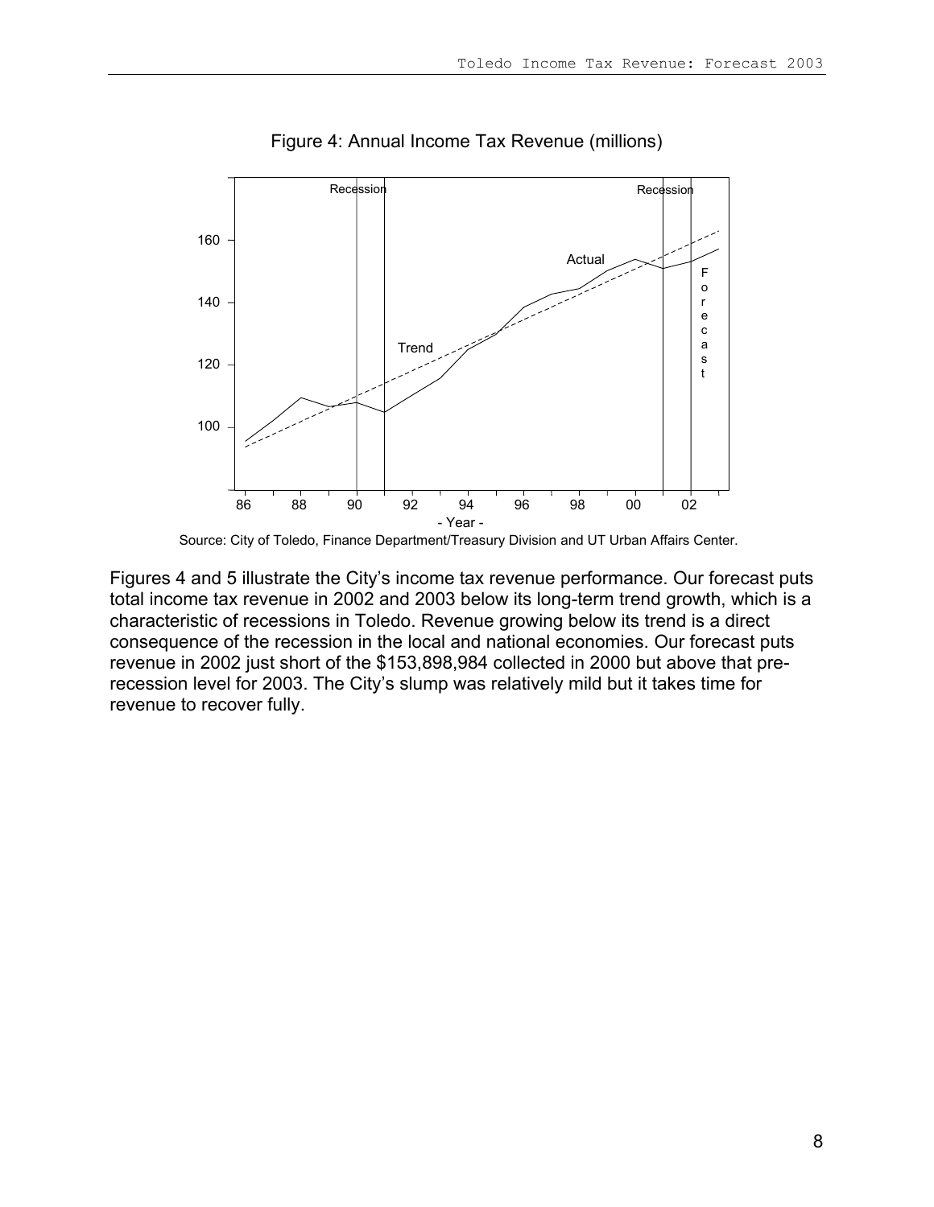Figure 4: Annual Income Tax Revenue (millions)

Source: City of Toledo, Finance Department/Treasury Division and UT Urban Affairs Center.

Figures 4 and 5 illustrate the City's income tax revenue performance. Our forecast puts total income tax revenue in 2002 and 2003 below its long-term trend growth, which is a characteristic of recessions in Toledo. Revenue growing below its trend is a direct consequence of the recession in the local and national economies. Our forecast puts revenue in 2002 just short of the $153,898,984 collected in 2000 but above that pre-recession level for 2003. The City's slump was relatively mild but it takes time for revenue to recover fully.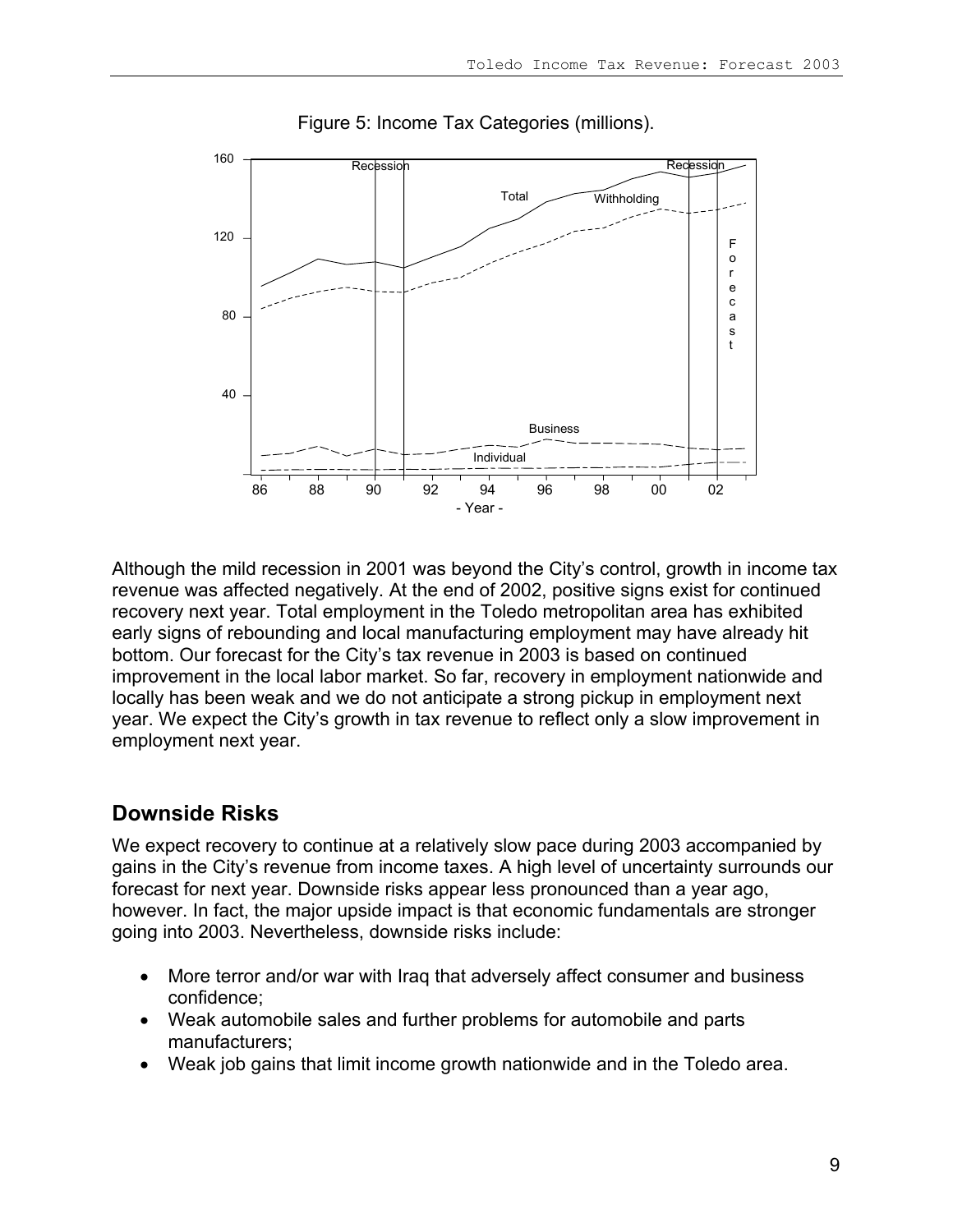Figure 5: Income Tax Categories (millions).

160
120
80
40

Recession
Recession
Total
Withholding
Forecast
Business
Individual

86 88 90 92 94 96 98 00 02

- Year -

Although the mild recession in 2001 was beyond the City's control, growth in income tax revenue was affected negatively. At the end of 2002, positive signs exist for continued recovery next year. Total employment in the Toledo metropolitan area has exhibited early signs of rebounding and local manufacturing employment may have already hit bottom. Our forecast for the City's tax revenue in 2003 is based on continued improvement in the local labor market. So far, recovery in employment nationwide and locally has been weak and we do not anticipate a strong pickup in employment next year. We expect the City's growth in tax revenue to reflect only a slow improvement in employment next year.

## Downside Risks

We expect recovery to continue at a relatively slow pace during 2003 accompanied by gains in the City's revenue from income taxes. A high level of uncertainty surrounds our forecast for next year. Downside risks appear less pronounced than a year ago, however. In fact, the major upside impact is that economic fundamentals are stronger going into 2003. Nevertheless, downside risks include:

- More terror and/or war with Iraq that adversely affect consumer and business confidence;
- Weak automobile sales and further problems for automobile and parts manufacturers;
- Weak job gains that limit income growth nationwide and in the Toledo area.